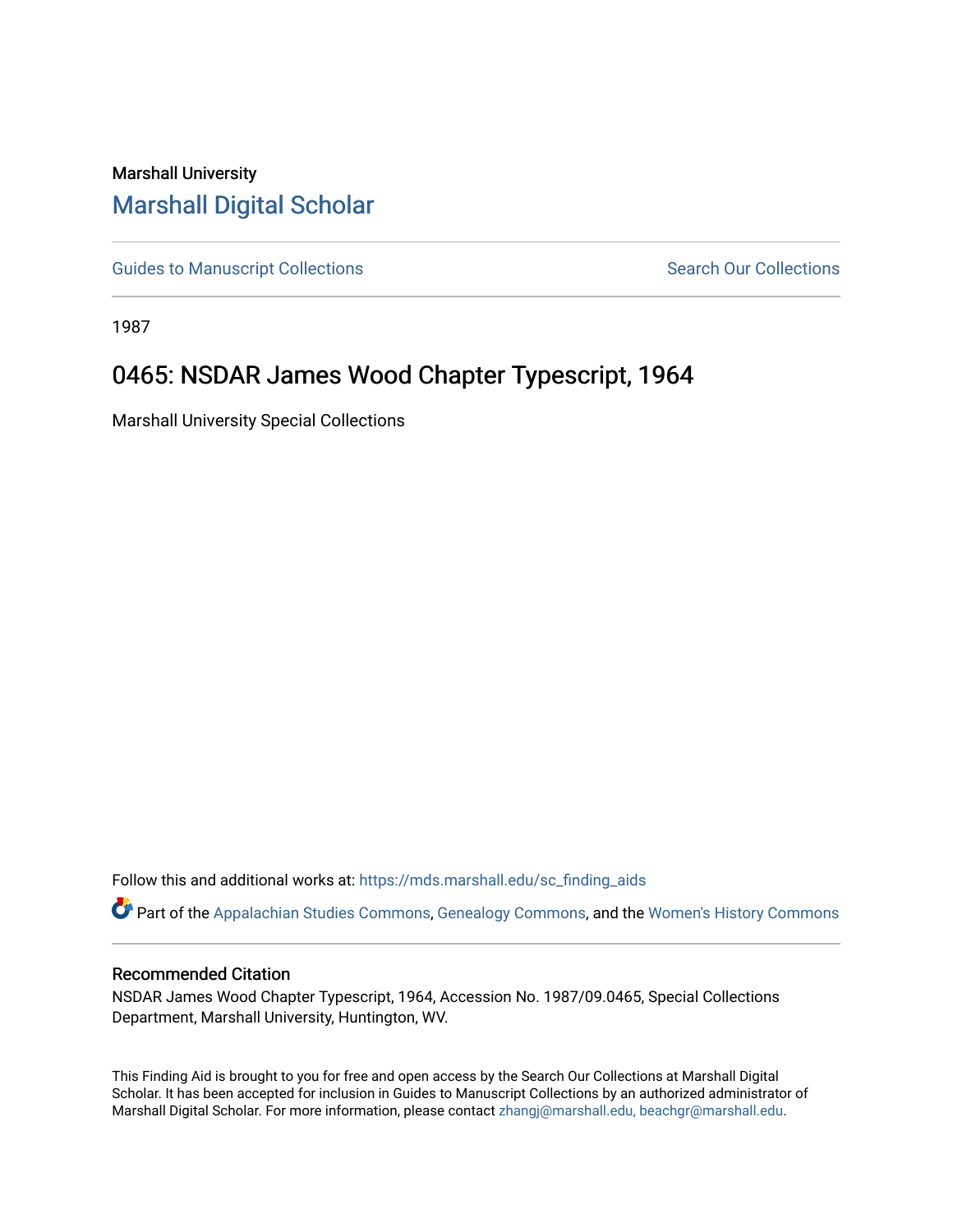Marshall University

# Marshall Digital Scholar

Guides to Manuscript Collections | Search Our Collections

1987

## 0465: NSDAR James Wood Chapter Typescript, 1964

Marshall University Special Collections

Follow this and additional works at: https://mds.marshall.edu/sc_finding_aids

Part of the Appalachian Studies Commons, Genealogy Commons, and the Women's History Commons

### Recommended Citation

NSDAR James Wood Chapter Typescript, 1964, Accession No. 1987/09.0465, Special Collections Department, Marshall University, Huntington, WV.

This Finding Aid is brought to you for free and open access by the Search Our Collections at Marshall Digital Scholar. It has been accepted for inclusion in Guides to Manuscript Collections by an authorized administrator of Marshall Digital Scholar. For more information, please contact zhangj@marshall.edu, beachgr@marshall.edu.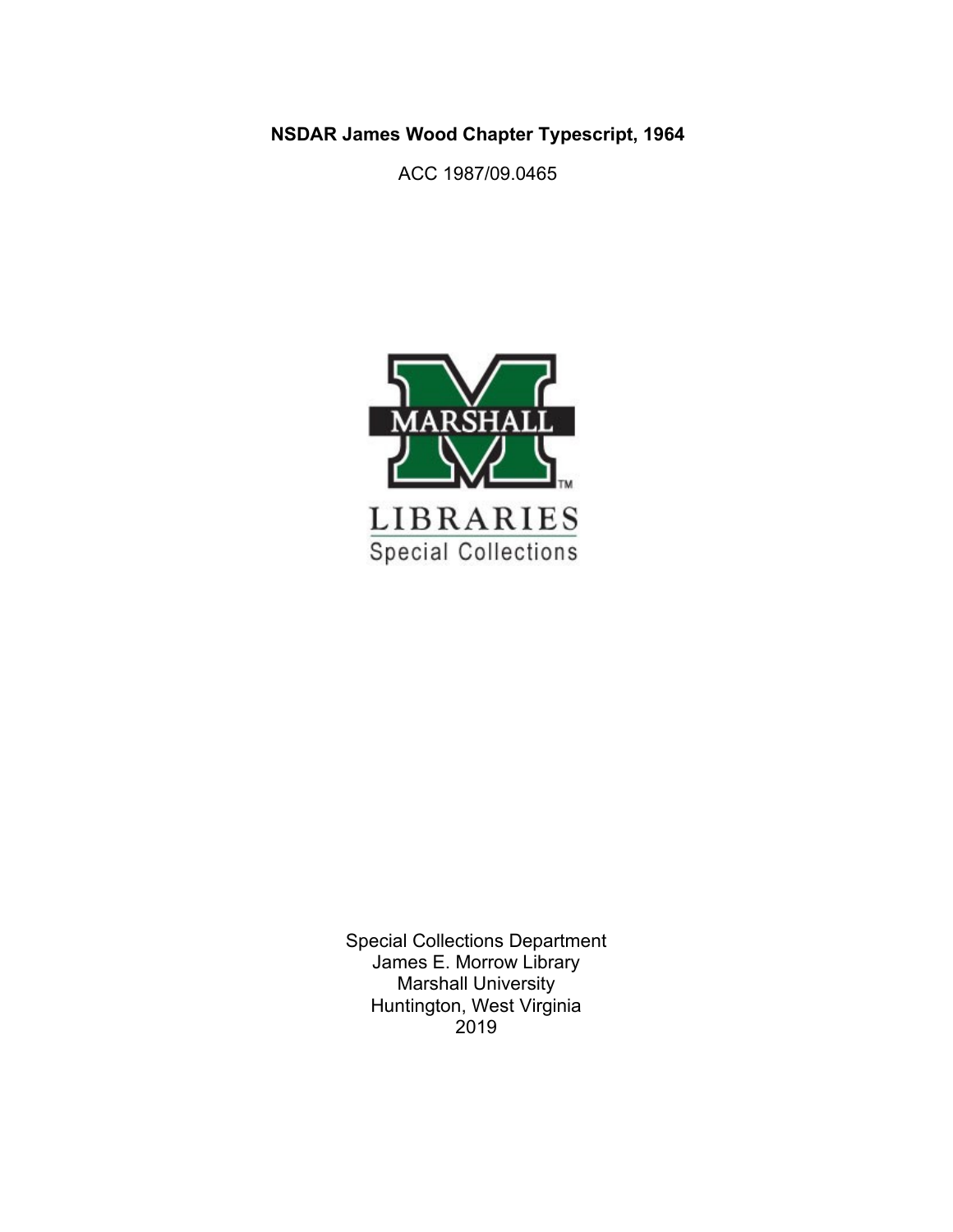**NSDAR James Wood Chapter Typescript, 1964**

ACC 1987/09.0465

MARSHALL

LIBRARIES
Special Collections

Special Collections Department
James E. Morrow Library
Marshall University
Huntington, West Virginia
2019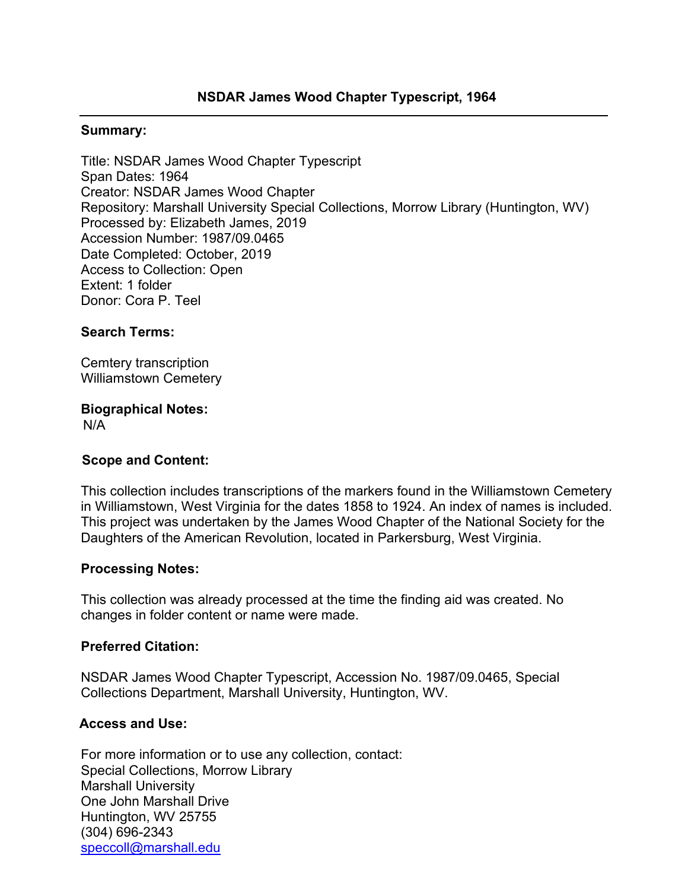# NSDAR James Wood Chapter Typescript, 1964

### Summary:

Title: NSDAR James Wood Chapter Typescript
Span Dates: 1964
Creator: NSDAR James Wood Chapter
Repository: Marshall University Special Collections, Morrow Library (Huntington, WV)
Processed by: Elizabeth James, 2019
Accession Number: 1987/09.0465
Date Completed: October, 2019
Access to Collection: Open
Extent: 1 folder
Donor: Cora P. Teel

### Search Terms:

Cemtery transcription
Williamstown Cemetery

### Biographical Notes:

N/A

### Scope and Content:

This collection includes transcriptions of the markers found in the Williamstown Cemetery in Williamstown, West Virginia for the dates 1858 to 1924. An index of names is included. This project was undertaken by the James Wood Chapter of the National Society for the Daughters of the American Revolution, located in Parkersburg, West Virginia.

### Processing Notes:

This collection was already processed at the time the finding aid was created. No changes in folder content or name were made.

### Preferred Citation:

NSDAR James Wood Chapter Typescript, Accession No. 1987/09.0465, Special Collections Department, Marshall University, Huntington, WV.

### Access and Use:

For more information or to use any collection, contact:
Special Collections, Morrow Library
Marshall University
One John Marshall Drive
Huntington, WV 25755
(304) 696-2343
speccoll@marshall.edu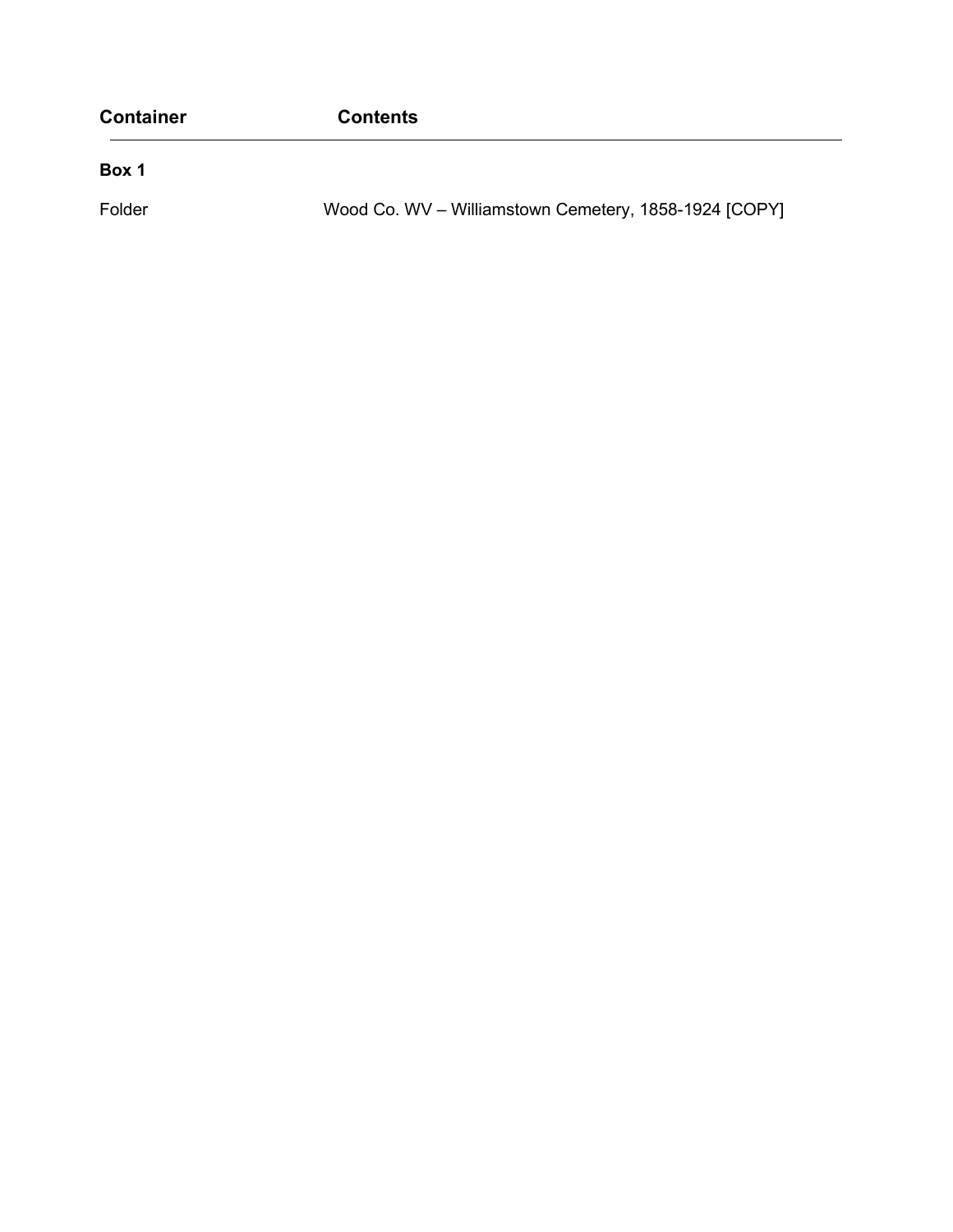| Container | Contents |
| --- | --- |
| **Box 1** | |
| Folder | Wood Co. WV – Williamstown Cemetery, 1858-1924 [COPY] |